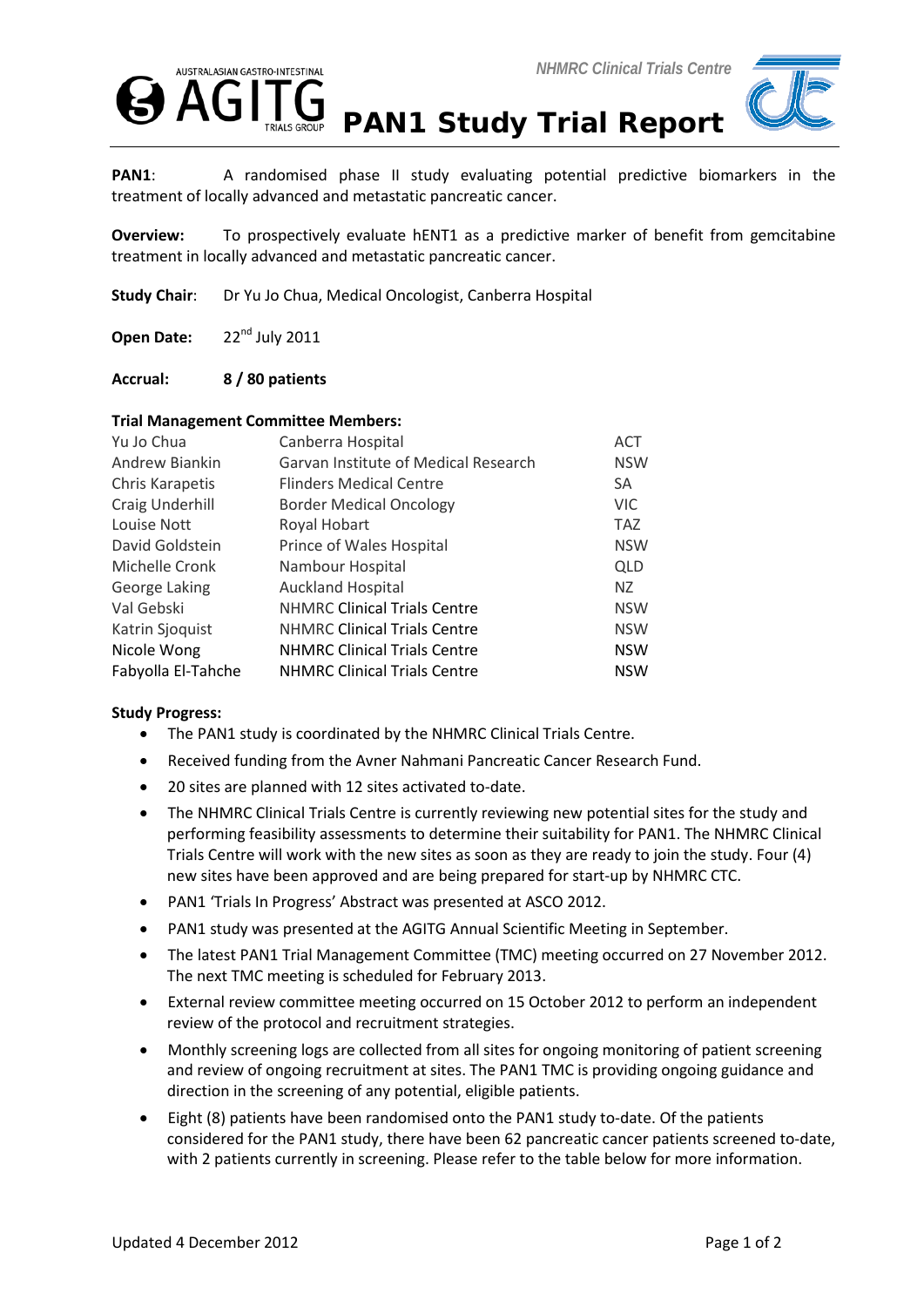AUSTRALASIAN GASTRO-INTESTINAL AGITG TRIALS GROUP

*NHMRC Clinical Trials Centre*

# PAN1 Study Trial Report

**PAN1**: A randomised phase II study evaluating potential predictive biomarkers in the treatment of locally advanced and metastatic pancreatic cancer.

**Overview:** To prospectively evaluate hENT1 as a predictive marker of benefit from gemcitabine treatment in locally advanced and metastatic pancreatic cancer.

**Study Chair**: Dr Yu Jo Chua, Medical Oncologist, Canberra Hospital

**Open Date:** 22nd July 2011

**Accrual:** **8 / 80 patients**

**Trial Management Committee Members:**

| | | |
|---|---|---|
| Yu Jo Chua | Canberra Hospital | ACT |
| Andrew Biankin | Garvan Institute of Medical Research | NSW |
| Chris Karapetis | Flinders Medical Centre | SA |
| Craig Underhill | Border Medical Oncology | VIC |
| Louise Nott | Royal Hobart | TAZ |
| David Goldstein | Prince of Wales Hospital | NSW |
| Michelle Cronk | Nambour Hospital | QLD |
| George Laking | Auckland Hospital | NZ |
| Val Gebski | NHMRC Clinical Trials Centre | NSW |
| Katrin Sjoquist | NHMRC Clinical Trials Centre | NSW |
| Nicole Wong | NHMRC Clinical Trials Centre | NSW |
| Fabyolla El-Tahche | NHMRC Clinical Trials Centre | NSW |

**Study Progress:**

- The PAN1 study is coordinated by the NHMRC Clinical Trials Centre.
- Received funding from the Avner Nahmani Pancreatic Cancer Research Fund.
- 20 sites are planned with 12 sites activated to-date.
- The NHMRC Clinical Trials Centre is currently reviewing new potential sites for the study and performing feasibility assessments to determine their suitability for PAN1. The NHMRC Clinical Trials Centre will work with the new sites as soon as they are ready to join the study. Four (4) new sites have been approved and are being prepared for start-up by NHMRC CTC.
- PAN1 'Trials In Progress' Abstract was presented at ASCO 2012.
- PAN1 study was presented at the AGITG Annual Scientific Meeting in September.
- The latest PAN1 Trial Management Committee (TMC) meeting occurred on 27 November 2012. The next TMC meeting is scheduled for February 2013.
- External review committee meeting occurred on 15 October 2012 to perform an independent review of the protocol and recruitment strategies.
- Monthly screening logs are collected from all sites for ongoing monitoring of patient screening and review of ongoing recruitment at sites. The PAN1 TMC is providing ongoing guidance and direction in the screening of any potential, eligible patients.
- Eight (8) patients have been randomised onto the PAN1 study to-date. Of the patients considered for the PAN1 study, there have been 62 pancreatic cancer patients screened to-date, with 2 patients currently in screening. Please refer to the table below for more information.

Updated 4 December 2012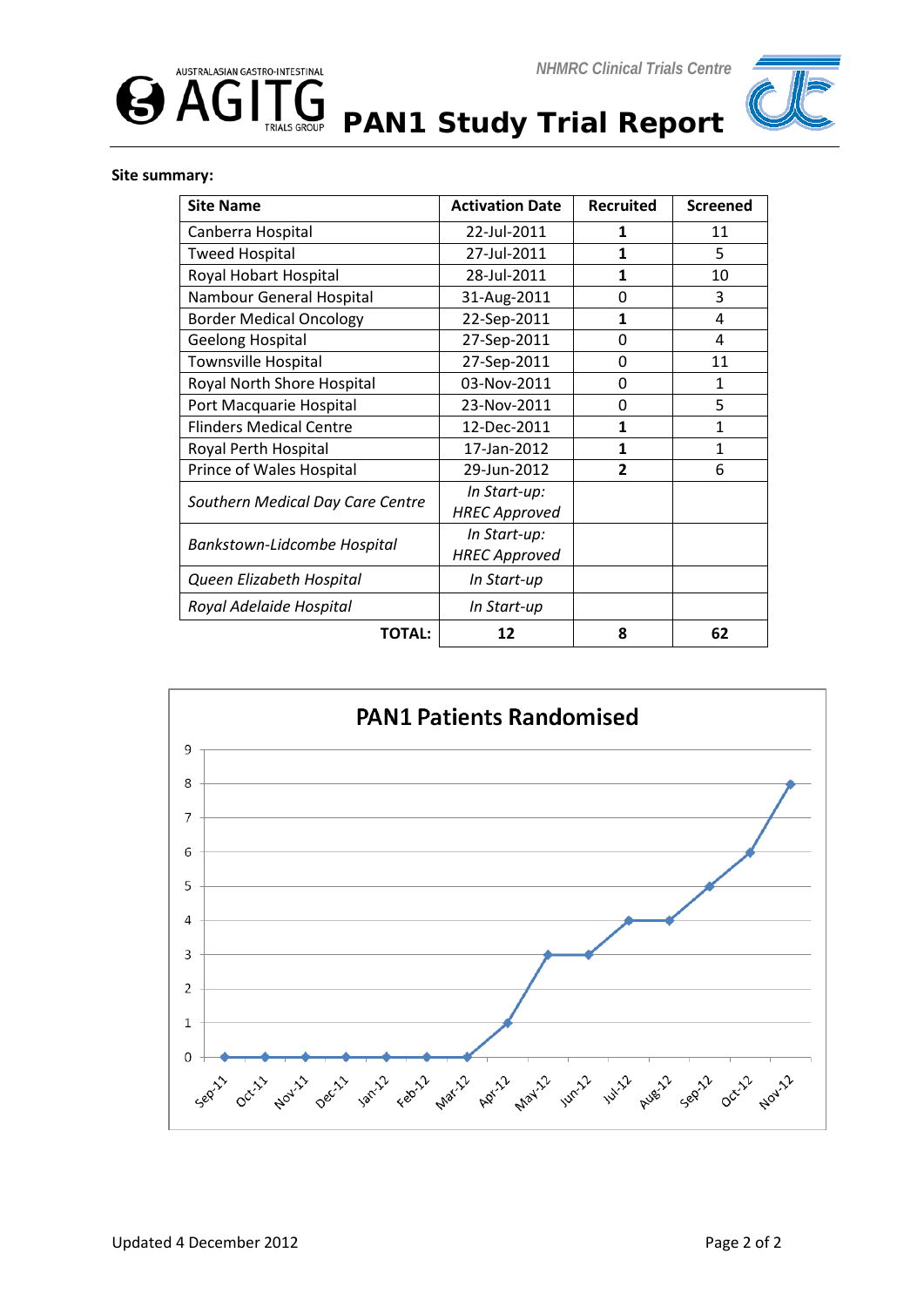AUSTRALASIAN GASTRO-INTESTINAL AGITG TRIALS GROUP

NHMRC Clinical Trials Centre

# PAN1 Study Trial Report

**Site summary:**

| Site Name | Activation Date | Recruited | Screened |
|---|---|---|---|
| Canberra Hospital | 22-Jul-2011 | **1** | 11 |
| Tweed Hospital | 27-Jul-2011 | **1** | 5 |
| Royal Hobart Hospital | 28-Jul-2011 | **1** | 10 |
| Nambour General Hospital | 31-Aug-2011 | 0 | 3 |
| Border Medical Oncology | 22-Sep-2011 | **1** | 4 |
| Geelong Hospital | 27-Sep-2011 | 0 | 4 |
| Townsville Hospital | 27-Sep-2011 | 0 | 11 |
| Royal North Shore Hospital | 03-Nov-2011 | 0 | 1 |
| Port Macquarie Hospital | 23-Nov-2011 | 0 | 5 |
| Flinders Medical Centre | 12-Dec-2011 | **1** | 1 |
| Royal Perth Hospital | 17-Jan-2012 | **1** | 1 |
| Prince of Wales Hospital | 29-Jun-2012 | **2** | 6 |
| *Southern Medical Day Care Centre* | *In Start-up: HREC Approved* | | |
| *Bankstown-Lidcombe Hospital* | *In Start-up: HREC Approved* | | |
| *Queen Elizabeth Hospital* | *In Start-up* | | |
| *Royal Adelaide Hospital* | *In Start-up* | | |
| **TOTAL:** | **12** | **8** | **62** |

PAN1 Patients Randomised

0 1 2 3 4 5 6 7 8 9

Sep-11 Oct-11 Nov-11 Dec-11 Jan-12 Feb-12 Mar-12 Apr-12 May-12 Jun-12 Jul-12 Aug-12 Sep-12 Oct-12 Nov-12

Updated 4 December 2012